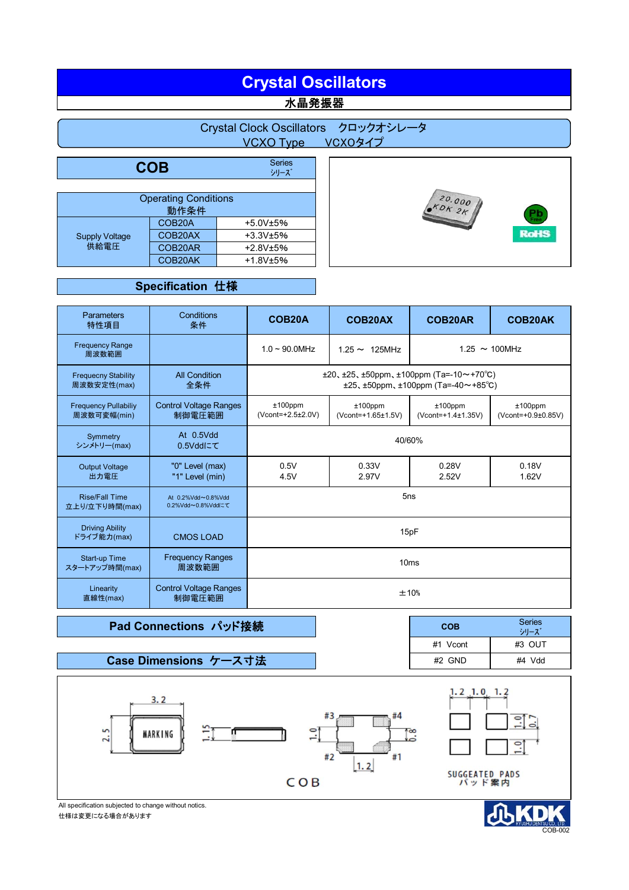# Crystal Oscillators

水晶発振器

## Crystal Clock Oscillators　クロックオシレータ
VCXO Type　VCXOタイプ

## COB Series シリーズ

| Operating Conditions 動作条件 | | |
|---|---|---|
| Supply Voltage 供給電圧 | COB20A | +5.0V±5% |
| | COB20AX | +3.3V±5% |
| | COB20AR | +2.8V±5% |
| | COB20AK | +1.8V±5% |

## Specification 仕様

| Parameters 特性項目 | Conditions 条件 | COB20A | COB20AX | COB20AR | COB20AK |
|---|---|---|---|---|---|
| Frequency Range 周波数範囲 | | 1.0 ~ 90.0MHz | 1.25 ～ 125MHz | 1.25 ～ 100MHz | |
| Frequecny Stability 周波数安定性(max) | All Condition 全条件 | ±20、±25、±50ppm、±100ppm (Ta=-10～+70℃) ±25、±50ppm、±100ppm (Ta=-40～+85℃) | | | |
| Frequency Pullabiliy 周波数可変幅(min) | Control Voltage Ranges 制御電圧範囲 | ±100ppm (Vcont=+2.5±2.0V) | ±100ppm (Vcont=+1.65±1.5V) | ±100ppm (Vcont=+1.4±1.35V) | ±100ppm (Vcont=+0.9±0.85V) |
| Symmetry シンメトリー(max) | At 0.5Vdd 0.5Vddにて | 40/60% | | | |
| Output Voltage 出力電圧 | "0" Level (max) "1" Level (min) | 0.5V 4.5V | 0.33V 2.97V | 0.28V 2.52V | 0.18V 1.62V |
| Rise/Fall Time 立上り/立下り時間(max) | At 0.2%Vdd~0.8%Vdd 0.2%Vdd~0.8%Vddにて | 5ns | | | |
| Driving Ability ドライブ能力(max) | CMOS LOAD | 15pF | | | |
| Start-up Time スタートアップ時間(max) | Frequency Ranges 周波数範囲 | 10ms | | | |
| Linearity 直線性(max) | Control Voltage Ranges 制御電圧範囲 | ±10% | | | |

## Pad Connections パッド接続

| COB | Series シリーズ |
|---|---|
| #1 Vcont | #3 OUT |
| #2 GND | #4 Vdd |

## Case Dimensions ケース寸法

3.2　2.5　MARKING　1.15　#3　#4　1.0　0.8　#2　#1　1.2　COB

1.2　1.0　1.2　1.0　0.7　1.0

SUGGEATED PADS
パッド案内

All specification subjected to change without notics.
仕様は変更になる場合があります

KDK KYUSHUDENTSU CO., LTD.
COB-002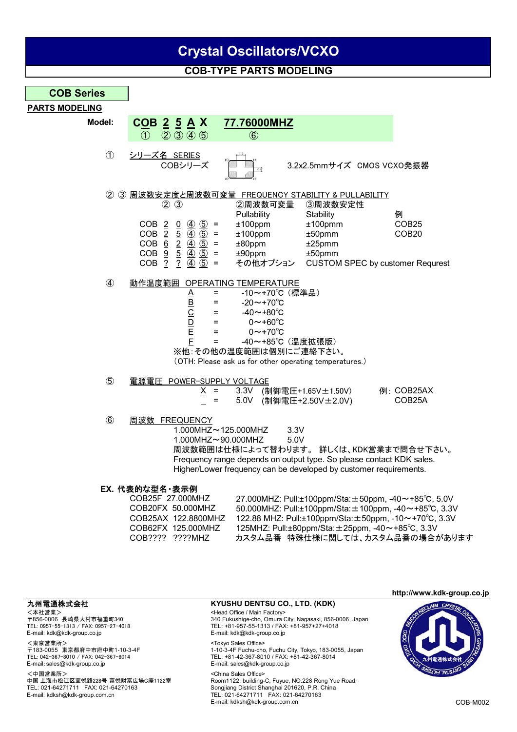# Crystal Oscillators/VCXO

## COB-TYPE PARTS MODELING

### COB Series

**PARTS MODELING**

**Model:** COB 2 5 A X 77.76000MHZ
① ②③④⑤ ⑥

① シリーズ名 SERIES
COBシリーズ — 3.2x2.5mmサイズ CMOS VCXO発振器

② ③ 周波数安定度と周波数可変量 FREQUENCY STABILITY & PULLABILITY

| ② ③ | ②周波数可変量 Pullability | ③周波数安定性 Stability | 例 |
|---|---|---|---|
| COB 2 0 ④ ⑤ = | ±100ppm | ±100pmm | COB25 |
| COB 2 5 ④ ⑤ = | ±100ppm | ±50pmm | COB20 |
| COB 6 2 ④ ⑤ = | ±80ppm | ±25pmm | |
| COB 9 5 ④ ⑤ = | ±90ppm | ±50pmm | |
| COB ? ? ④ ⑤ = | その他オプション | CUSTOM SPEC by customer Requrest | |

④ 動作温度範囲 OPERATING TEMPERATURE

| | | |
|---|---|---|
| A | = | -10～+70℃（標準品） |
| B | = | -20～+70℃ |
| C | = | -40～+80℃ |
| D | = | 0～+60℃ |
| E | = | 0～+70℃ |
| F | = | -40～+85℃（温度拡張版） |

※他：その他の温度範囲は個別にご連絡下さい。
（OTH: Please ask us for other operating temperatures.）

⑤ 電源電圧 POWER-SUPPLY VOLTAGE

| | | | 例 |
|---|---|---|---|
| X | = | 3.3V (制御電圧+1.65V±1.50V) | COB25AX |
| _ | = | 5.0V (制御電圧+2.50V±2.0V) | COB25A |

⑥ 周波数 FREQUENCY
1.000MHZ～125.000MHZ 3.3V
1.000MHZ～90.000MHZ 5.0V
周波数範囲は仕様によって替わります。 詳しくは、KDK営業まで問合せ下さい。
Frequency range depends on output type. So please contact KDK sales.
Higher/Lower frequency can be developed by customer requirements.

**EX. 代表的な型名・表示例**

| | |
|---|---|
| COB25F 27.000MHZ | 27.000MHZ: Pull:±100ppm/Sta:±50ppm, -40～+85℃, 5.0V |
| COB20FX 50.000MHZ | 50.000MHZ: Pull:±100ppm/Sta:±100ppm, -40～+85℃, 3.3V |
| COB25AX 122.8800MHZ | 122.88 MHZ: Pull:±100ppm/Sta:±50ppm, -10～+70℃, 3.3V |
| COB62FX 125.000MHZ | 125MHZ: Pull:±80ppm/Sta:±25ppm, -40～+85℃, 3.3V |
| COB???? ????MHZ | カスタム品番 特殊仕様に関しては、カスタム品番の場合があります |

http://www.kdk-group.co.jp

**九州電通株式会社**
＜本社営業＞
〒856-0006 長崎県大村市福重町340
TEL: 0957-55-1313 / FAX: 0957-27-4018
E-mail: kdk@kdk-group.co.jp

＜東京営業所＞
〒183-0055 東京都府中市府中町1-10-3-4F
TEL: 042-367-8010 / FAX: 042-367-8014
E-mail: sales@kdk-group.co.jp

＜中国営業所＞
中国 上海市松江区茸悦路228号 富悦財富広場C座1122室
TEL: 021-64271711 FAX: 021-64270163
E-mail: kdksh@kdk-group.com.cn

**KYUSHU DENTSU CO., LTD. (KDK)**
<Head Office / Main Factory>
340 Fukushige-cho, Omura City, Nagasaki, 856-0006, Japan
TEL: +81-957-55-1313 / FAX: +81-957+27+4018
E-mail: kdk@kdk-group.co.jp

<Tokyo Sales Office>
1-10-3-4F Fuchu-cho, Fuchu City, Tokyo, 183-0055, Japan
TEL: +81-42-367-8010 / FAX: +81-42-367-8014
E-mail: sales@kdk-group.co.jp

<China Sales Office>
Room1122, building-C, Fuyue, NO.228 Rong Yue Road,
Songjiang District Shanghai 201620, P.R. China
TEL: 021-64271711 FAX: 021-64270163
E-mail: kdksh@kdk-group.com.cn

COB-M002